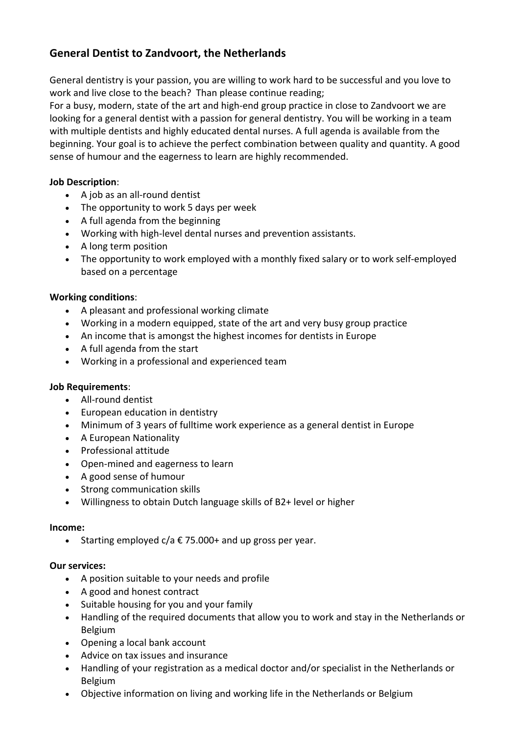## General Dentist to Zandvoort, the Netherlands

General dentistry is your passion, you are willing to work hard to be successful and you love to work and live close to the beach? Than please continue reading;
For a busy, modern, state of the art and high-end group practice in close to Zandvoort we are looking for a general dentist with a passion for general dentistry. You will be working in a team with multiple dentists and highly educated dental nurses. A full agenda is available from the beginning. Your goal is to achieve the perfect combination between quality and quantity. A good sense of humour and the eagerness to learn are highly recommended.

**Job Description**:

- A job as an all-round dentist
- The opportunity to work 5 days per week
- A full agenda from the beginning
- Working with high-level dental nurses and prevention assistants.
- A long term position
- The opportunity to work employed with a monthly fixed salary or to work self-employed based on a percentage

**Working conditions**:

- A pleasant and professional working climate
- Working in a modern equipped, state of the art and very busy group practice
- An income that is amongst the highest incomes for dentists in Europe
- A full agenda from the start
- Working in a professional and experienced team

**Job Requirements**:

- All-round dentist
- European education in dentistry
- Minimum of 3 years of fulltime work experience as a general dentist in Europe
- A European Nationality
- Professional attitude
- Open-mined and eagerness to learn
- A good sense of humour
- Strong communication skills
- Willingness to obtain Dutch language skills of B2+ level or higher

**Income:**

- Starting employed c/a € 75.000+ and up gross per year.

**Our services:**

- A position suitable to your needs and profile
- A good and honest contract
- Suitable housing for you and your family
- Handling of the required documents that allow you to work and stay in the Netherlands or Belgium
- Opening a local bank account
- Advice on tax issues and insurance
- Handling of your registration as a medical doctor and/or specialist in the Netherlands or Belgium
- Objective information on living and working life in the Netherlands or Belgium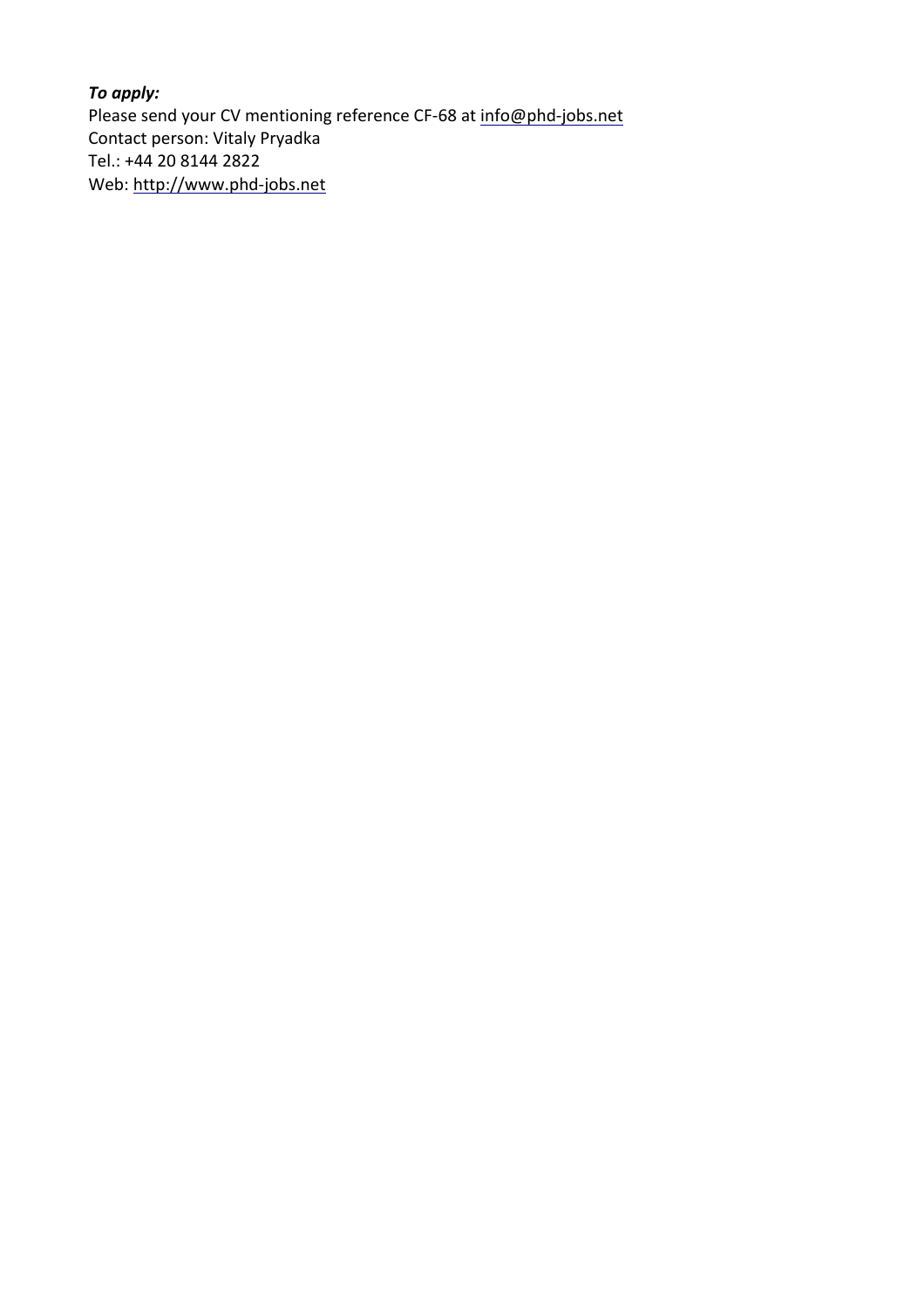***To apply:***

Please send your CV mentioning reference CF-68 at info@phd-jobs.net
Contact person: Vitaly Pryadka
Tel.: +44 20 8144 2822
Web: http://www.phd-jobs.net